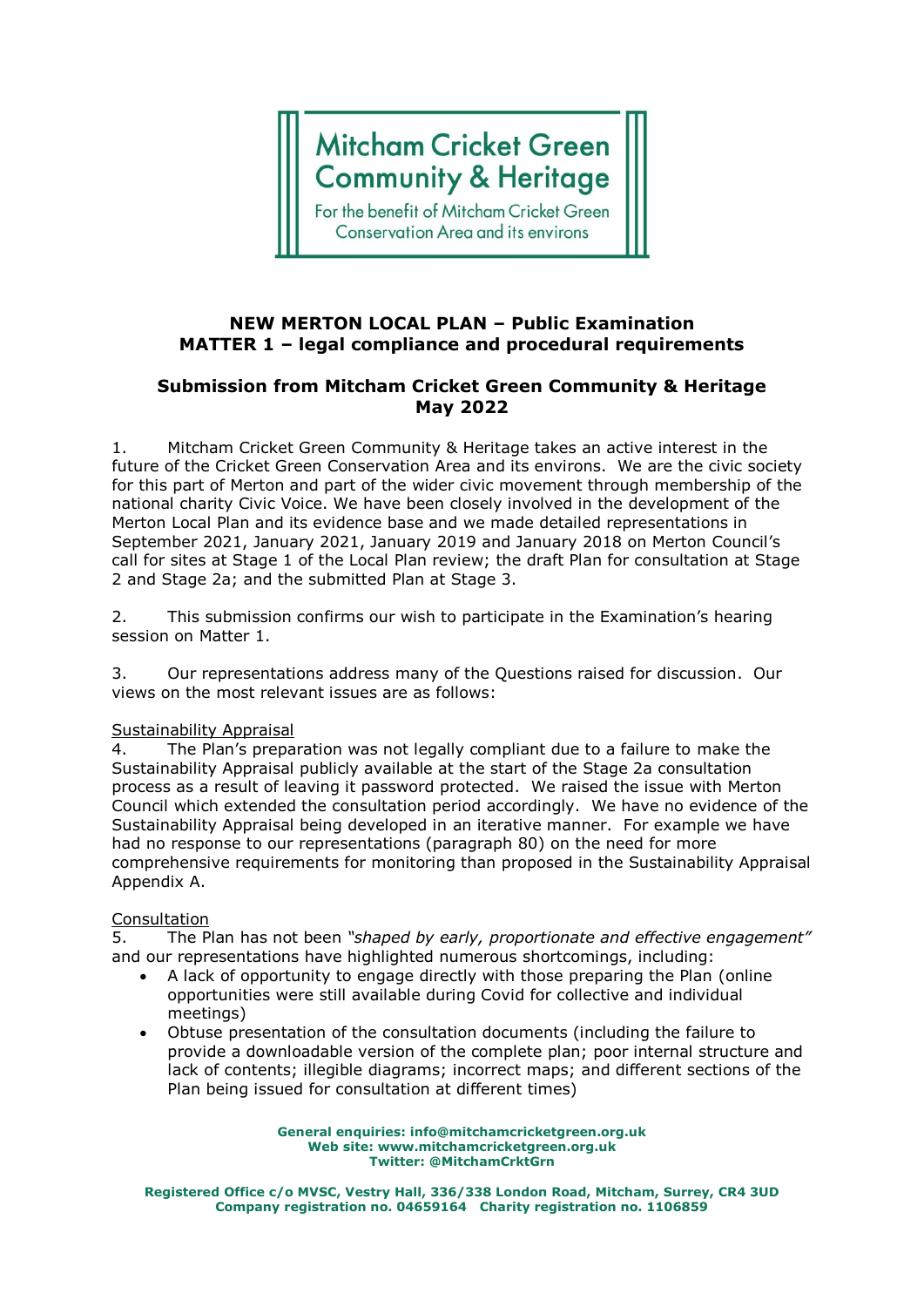Mitcham Cricket Green Community & Heritage

For the benefit of Mitcham Cricket Green Conservation Area and its environs

## NEW MERTON LOCAL PLAN – Public Examination
## MATTER 1 – legal compliance and procedural requirements

### Submission from Mitcham Cricket Green Community & Heritage
### May 2022

1. Mitcham Cricket Green Community & Heritage takes an active interest in the future of the Cricket Green Conservation Area and its environs. We are the civic society for this part of Merton and part of the wider civic movement through membership of the national charity Civic Voice. We have been closely involved in the development of the Merton Local Plan and its evidence base and we made detailed representations in September 2021, January 2021, January 2019 and January 2018 on Merton Council's call for sites at Stage 1 of the Local Plan review; the draft Plan for consultation at Stage 2 and Stage 2a; and the submitted Plan at Stage 3.

2. This submission confirms our wish to participate in the Examination's hearing session on Matter 1.

3. Our representations address many of the Questions raised for discussion. Our views on the most relevant issues are as follows:

<u>Sustainability Appraisal</u>

4. The Plan's preparation was not legally compliant due to a failure to make the Sustainability Appraisal publicly available at the start of the Stage 2a consultation process as a result of leaving it password protected. We raised the issue with Merton Council which extended the consultation period accordingly. We have no evidence of the Sustainability Appraisal being developed in an iterative manner. For example we have had no response to our representations (paragraph 80) on the need for more comprehensive requirements for monitoring than proposed in the Sustainability Appraisal Appendix A.

<u>Consultation</u>

5. The Plan has not been *"shaped by early, proportionate and effective engagement"* and our representations have highlighted numerous shortcomings, including:

- A lack of opportunity to engage directly with those preparing the Plan (online opportunities were still available during Covid for collective and individual meetings)
- Obtuse presentation of the consultation documents (including the failure to provide a downloadable version of the complete plan; poor internal structure and lack of contents; illegible diagrams; incorrect maps; and different sections of the Plan being issued for consultation at different times)

**General enquiries: info@mitchamcricketgreen.org.uk**
**Web site: www.mitchamcricketgreen.org.uk**
**Twitter: @MitchamCrktGrn**

**Registered Office c/o MVSC, Vestry Hall, 336/338 London Road, Mitcham, Surrey, CR4 3UD**
**Company registration no. 04659164 Charity registration no. 1106859**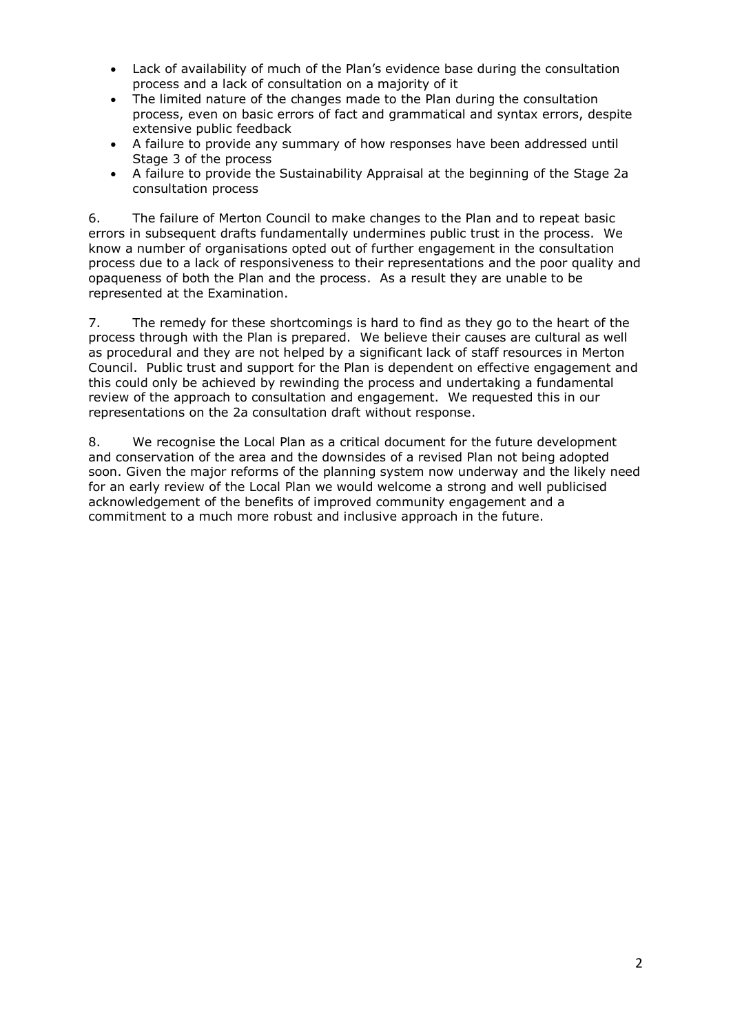- Lack of availability of much of the Plan's evidence base during the consultation process and a lack of consultation on a majority of it
- The limited nature of the changes made to the Plan during the consultation process, even on basic errors of fact and grammatical and syntax errors, despite extensive public feedback
- A failure to provide any summary of how responses have been addressed until Stage 3 of the process
- A failure to provide the Sustainability Appraisal at the beginning of the Stage 2a consultation process

6. The failure of Merton Council to make changes to the Plan and to repeat basic errors in subsequent drafts fundamentally undermines public trust in the process. We know a number of organisations opted out of further engagement in the consultation process due to a lack of responsiveness to their representations and the poor quality and opaqueness of both the Plan and the process. As a result they are unable to be represented at the Examination.

7. The remedy for these shortcomings is hard to find as they go to the heart of the process through with the Plan is prepared. We believe their causes are cultural as well as procedural and they are not helped by a significant lack of staff resources in Merton Council. Public trust and support for the Plan is dependent on effective engagement and this could only be achieved by rewinding the process and undertaking a fundamental review of the approach to consultation and engagement. We requested this in our representations on the 2a consultation draft without response.

8. We recognise the Local Plan as a critical document for the future development and conservation of the area and the downsides of a revised Plan not being adopted soon. Given the major reforms of the planning system now underway and the likely need for an early review of the Local Plan we would welcome a strong and well publicised acknowledgement of the benefits of improved community engagement and a commitment to a much more robust and inclusive approach in the future.